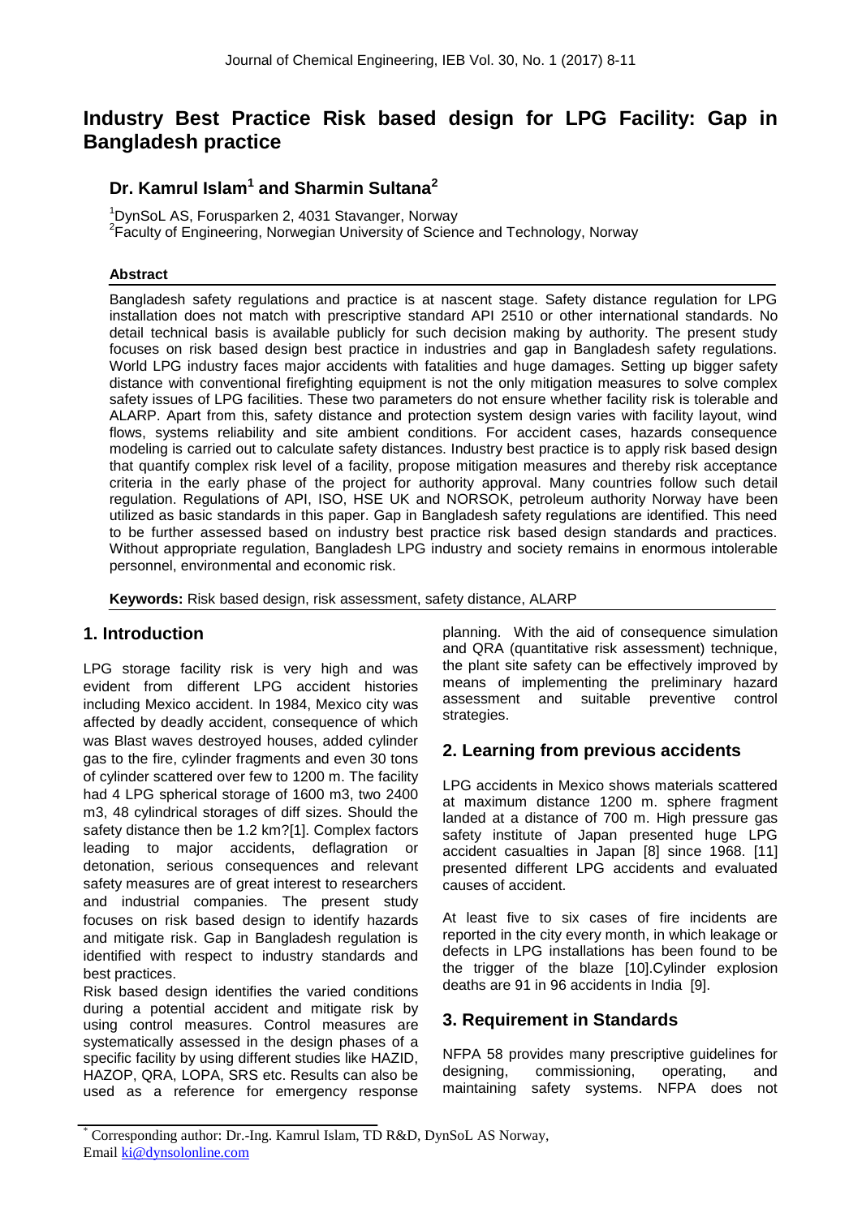# Industry Best Practice Risk based design for LPG Facility: Gap in Bangladesh practice

## Dr. Kamrul Islam[1] and Sharmin Sultana[2]

[1]DynSoL AS, Forusparken 2, 4031 Stavanger, Norway
[2]Faculty of Engineering, Norwegian University of Science and Technology, Norway

### Abstract

Bangladesh safety regulations and practice is at nascent stage. Safety distance regulation for LPG installation does not match with prescriptive standard API 2510 or other international standards. No detail technical basis is available publicly for such decision making by authority. The present study focuses on risk based design best practice in industries and gap in Bangladesh safety regulations. World LPG industry faces major accidents with fatalities and huge damages. Setting up bigger safety distance with conventional firefighting equipment is not the only mitigation measures to solve complex safety issues of LPG facilities. These two parameters do not ensure whether facility risk is tolerable and ALARP. Apart from this, safety distance and protection system design varies with facility layout, wind flows, systems reliability and site ambient conditions. For accident cases, hazards consequence modeling is carried out to calculate safety distances. Industry best practice is to apply risk based design that quantify complex risk level of a facility, propose mitigation measures and thereby risk acceptance criteria in the early phase of the project for authority approval. Many countries follow such detail regulation. Regulations of API, ISO, HSE UK and NORSOK, petroleum authority Norway have been utilized as basic standards in this paper. Gap in Bangladesh safety regulations are identified. This need to be further assessed based on industry best practice risk based design standards and practices. Without appropriate regulation, Bangladesh LPG industry and society remains in enormous intolerable personnel, environmental and economic risk.

**Keywords:** Risk based design, risk assessment, safety distance, ALARP

## 1. Introduction

LPG storage facility risk is very high and was evident from different LPG accident histories including Mexico accident. In 1984, Mexico city was affected by deadly accident, consequence of which was Blast waves destroyed houses, added cylinder gas to the fire, cylinder fragments and even 30 tons of cylinder scattered over few to 1200 m. The facility had 4 LPG spherical storage of 1600 m3, two 2400 m3, 48 cylindrical storages of diff sizes. Should the safety distance then be 1.2 km?[1]. Complex factors leading to major accidents, deflagration or detonation, serious consequences and relevant safety measures are of great interest to researchers and industrial companies. The present study focuses on risk based design to identify hazards and mitigate risk. Gap in Bangladesh regulation is identified with respect to industry standards and best practices.

Risk based design identifies the varied conditions during a potential accident and mitigate risk by using control measures. Control measures are systematically assessed in the design phases of a specific facility by using different studies like HAZID, HAZOP, QRA, LOPA, SRS etc. Results can also be used as a reference for emergency response planning. With the aid of consequence simulation and QRA (quantitative risk assessment) technique, the plant site safety can be effectively improved by means of implementing the preliminary hazard assessment and suitable preventive control strategies.

## 2. Learning from previous accidents

LPG accidents in Mexico shows materials scattered at maximum distance 1200 m. sphere fragment landed at a distance of 700 m. High pressure gas safety institute of Japan presented huge LPG accident casualties in Japan [8] since 1968. [11] presented different LPG accidents and evaluated causes of accident.

At least five to six cases of fire incidents are reported in the city every month, in which leakage or defects in LPG installations has been found to be the trigger of the blaze [10].Cylinder explosion deaths are 91 in 96 accidents in India [9].

## 3. Requirement in Standards

NFPA 58 provides many prescriptive guidelines for designing, commissioning, operating, and maintaining safety systems. NFPA does not

---

* Corresponding author: Dr.-Ing. Kamrul Islam, TD R&D, DynSoL AS Norway, Email ki@dynsolonline.com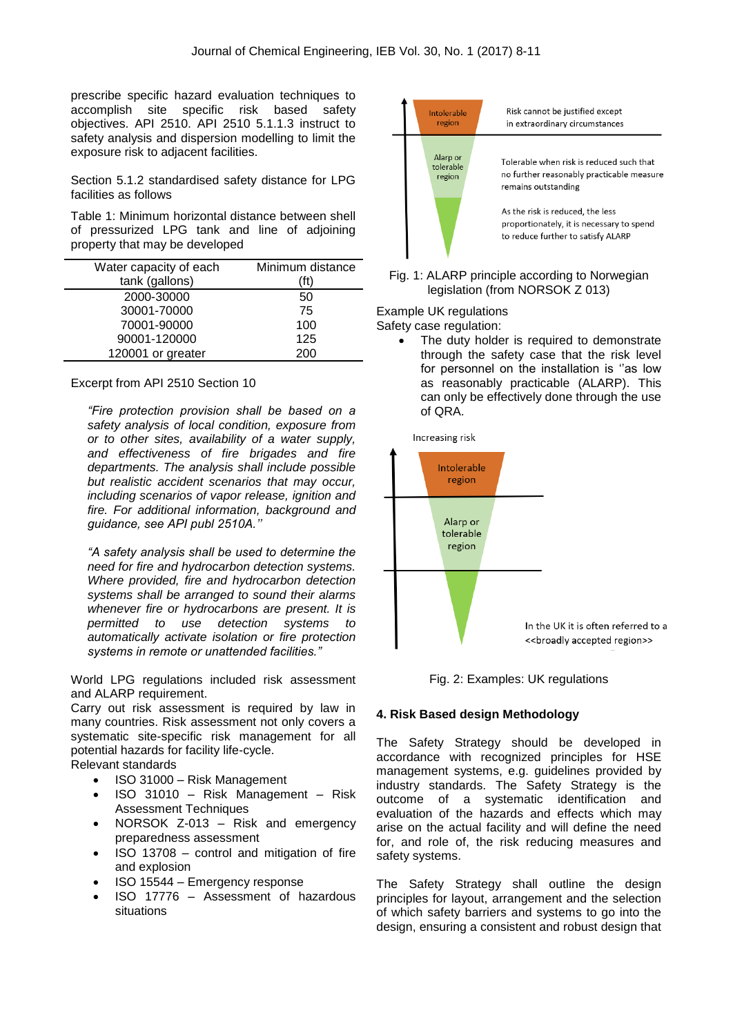prescribe specific hazard evaluation techniques to accomplish site specific risk based safety objectives. API 2510. API 2510 5.1.1.3 instruct to safety analysis and dispersion modelling to limit the exposure risk to adjacent facilities.

Section 5.1.2 standardised safety distance for LPG facilities as follows

Table 1: Minimum horizontal distance between shell of pressurized LPG tank and line of adjoining property that may be developed

| Water capacity of each tank (gallons) | Minimum distance (ft) |
|---|---|
| 2000-30000 | 50 |
| 30001-70000 | 75 |
| 70001-90000 | 100 |
| 90001-120000 | 125 |
| 120001 or greater | 200 |

Excerpt from API 2510 Section 10

> *"Fire protection provision shall be based on a safety analysis of local condition, exposure from or to other sites, availability of a water supply, and effectiveness of fire brigades and fire departments. The analysis shall include possible but realistic accident scenarios that may occur, including scenarios of vapor release, ignition and fire. For additional information, background and guidance, see API publ 2510A."*

> *"A safety analysis shall be used to determine the need for fire and hydrocarbon detection systems. Where provided, fire and hydrocarbon detection systems shall be arranged to sound their alarms whenever fire or hydrocarbons are present. It is permitted to use detection systems to automatically activate isolation or fire protection systems in remote or unattended facilities."*

World LPG regulations included risk assessment and ALARP requirement.

Carry out risk assessment is required by law in many countries. Risk assessment not only covers a systematic site-specific risk management for all potential hazards for facility life-cycle.

Relevant standards

- ISO 31000 – Risk Management
- ISO 31010 – Risk Management – Risk Assessment Techniques
- NORSOK Z-013 – Risk and emergency preparedness assessment
- ISO 13708 – control and mitigation of fire and explosion
- ISO 15544 – Emergency response
- ISO 17776 – Assessment of hazardous situations

Intolerable region — Risk cannot be justified except in extraordinary circumstances

Alarp or tolerable region — Tolerable when risk is reduced such that no further reasonably practicable measure remains outstanding

As the risk is reduced, the less proportionately, it is necessary to spend to reduce further to satisfy ALARP

Fig. 1: ALARP principle according to Norwegian legislation (from NORSOK Z 013)

Example UK regulations

Safety case regulation:

- The duty holder is required to demonstrate through the safety case that the risk level for personnel on the installation is "as low as reasonably practicable (ALARP). This can only be effectively done through the use of QRA.

Increasing risk

Intolerable region

Alarp or tolerable region

In the UK it is often referred to a <<broadly accepted region>>

Fig. 2: Examples: UK regulations

## 4. Risk Based design Methodology

The Safety Strategy should be developed in accordance with recognized principles for HSE management systems, e.g. guidelines provided by industry standards. The Safety Strategy is the outcome of a systematic identification and evaluation of the hazards and effects which may arise on the actual facility and will define the need for, and role of, the risk reducing measures and safety systems.

The Safety Strategy shall outline the design principles for layout, arrangement and the selection of which safety barriers and systems to go into the design, ensuring a consistent and robust design that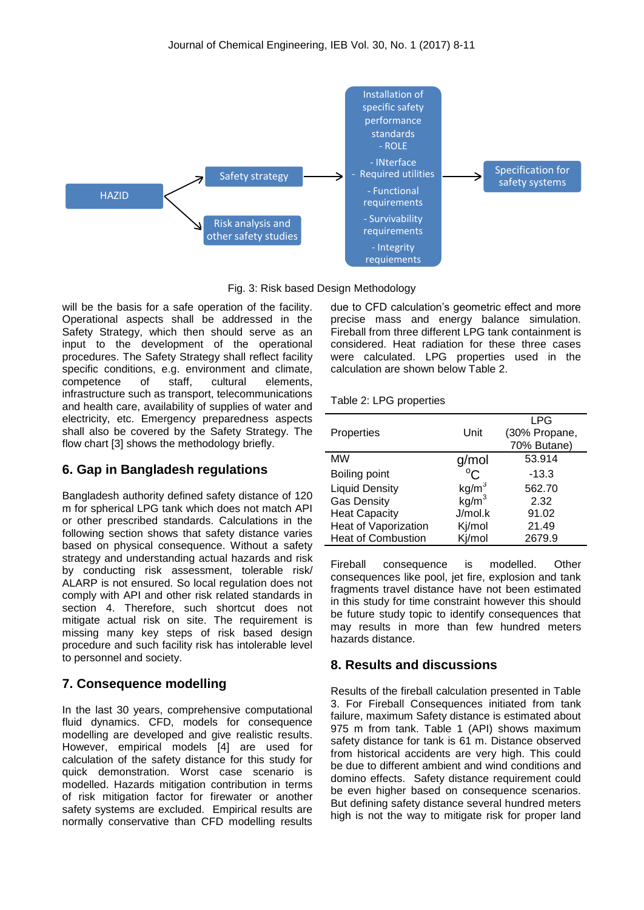Fig. 3: Risk based Design Methodology

will be the basis for a safe operation of the facility. Operational aspects shall be addressed in the Safety Strategy, which then should serve as an input to the development of the operational procedures. The Safety Strategy shall reflect facility specific conditions, e.g. environment and climate, competence of staff, cultural elements, infrastructure such as transport, telecommunications and health care, availability of supplies of water and electricity, etc. Emergency preparedness aspects shall also be covered by the Safety Strategy. The flow chart [3] shows the methodology briefly.

## 6. Gap in Bangladesh regulations

Bangladesh authority defined safety distance of 120 m for spherical LPG tank which does not match API or other prescribed standards. Calculations in the following section shows that safety distance varies based on physical consequence. Without a safety strategy and understanding actual hazards and risk by conducting risk assessment, tolerable risk/ ALARP is not ensured. So local regulation does not comply with API and other risk related standards in section 4. Therefore, such shortcut does not mitigate actual risk on site. The requirement is missing many key steps of risk based design procedure and such facility risk has intolerable level to personnel and society.

## 7. Consequence modelling

In the last 30 years, comprehensive computational fluid dynamics. CFD, models for consequence modelling are developed and give realistic results. However, empirical models [4] are used for calculation of the safety distance for this study for quick demonstration. Worst case scenario is modelled. Hazards mitigation contribution in terms of risk mitigation factor for firewater or another safety systems are excluded. Empirical results are normally conservative than CFD modelling results due to CFD calculation's geometric effect and more precise mass and energy balance simulation. Fireball from three different LPG tank containment is considered. Heat radiation for these three cases were calculated. LPG properties used in the calculation are shown below Table 2.

Table 2: LPG properties

| Properties | Unit | LPG (30% Propane, 70% Butane) |
|---|---|---|
| MW | g/mol | 53.914 |
| Boiling point | °C | -13.3 |
| Liquid Density | kg/m$^3$ | 562.70 |
| Gas Density | kg/m$^3$ | 2.32 |
| Heat Capacity | J/mol.k | 91.02 |
| Heat of Vaporization | Kj/mol | 21.49 |
| Heat of Combustion | Kj/mol | 2679.9 |

Fireball consequence is modelled. Other consequences like pool, jet fire, explosion and tank fragments travel distance have not been estimated in this study for time constraint however this should be future study topic to identify consequences that may results in more than few hundred meters hazards distance.

## 8. Results and discussions

Results of the fireball calculation presented in Table 3. For Fireball Consequences initiated from tank failure, maximum Safety distance is estimated about 975 m from tank. Table 1 (API) shows maximum safety distance for tank is 61 m. Distance observed from historical accidents are very high. This could be due to different ambient and wind conditions and domino effects. Safety distance requirement could be even higher based on consequence scenarios. But defining safety distance several hundred meters high is not the way to mitigate risk for proper land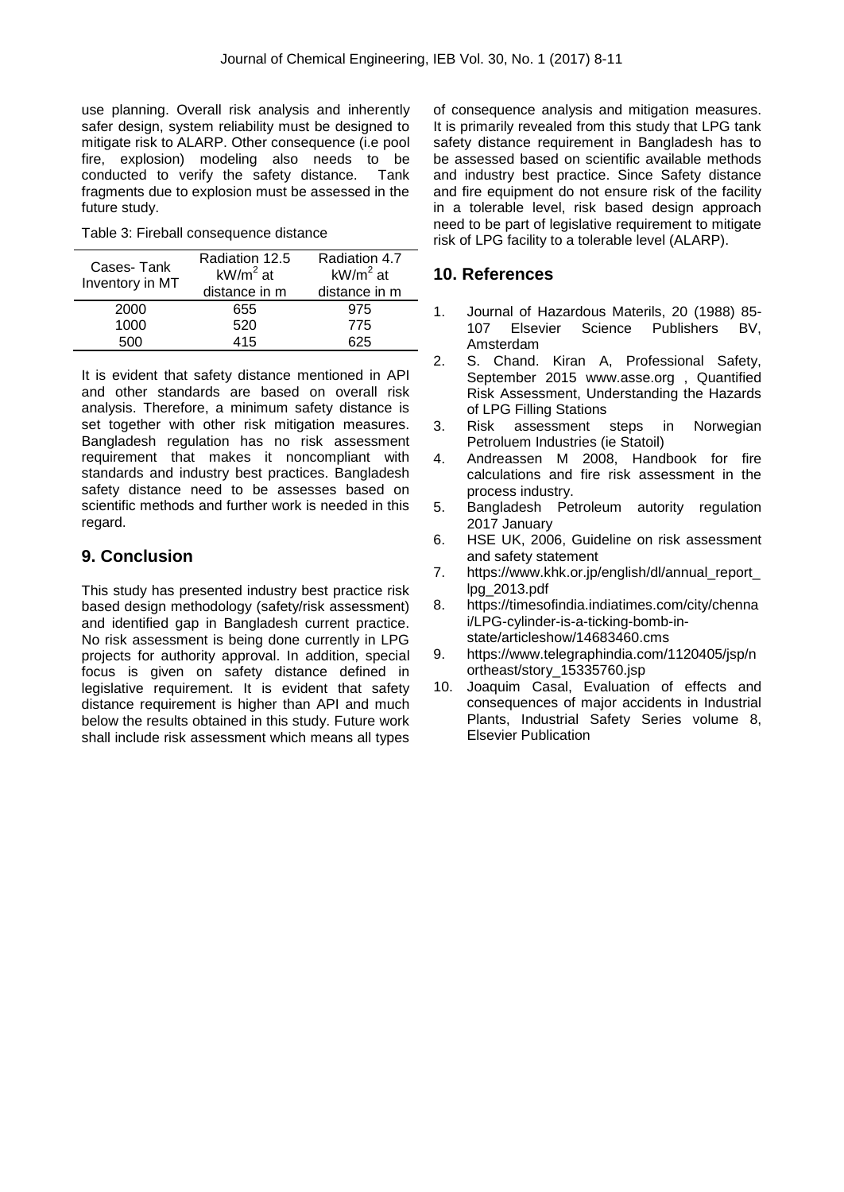use planning. Overall risk analysis and inherently safer design, system reliability must be designed to mitigate risk to ALARP. Other consequence (i.e pool fire, explosion) modeling also needs to be conducted to verify the safety distance. Tank fragments due to explosion must be assessed in the future study.

Table 3: Fireball consequence distance

| Cases- Tank Inventory in MT | Radiation 12.5 $kW/m^2$ at distance in m | Radiation 4.7 $kW/m^2$ at distance in m |
|---|---|---|
| 2000 | 655 | 975 |
| 1000 | 520 | 775 |
| 500 | 415 | 625 |

It is evident that safety distance mentioned in API and other standards are based on overall risk analysis. Therefore, a minimum safety distance is set together with other risk mitigation measures. Bangladesh regulation has no risk assessment requirement that makes it noncompliant with standards and industry best practices. Bangladesh safety distance need to be assesses based on scientific methods and further work is needed in this regard.

## 9. Conclusion

This study has presented industry best practice risk based design methodology (safety/risk assessment) and identified gap in Bangladesh current practice. No risk assessment is being done currently in LPG projects for authority approval. In addition, special focus is given on safety distance defined in legislative requirement. It is evident that safety distance requirement is higher than API and much below the results obtained in this study. Future work shall include risk assessment which means all types of consequence analysis and mitigation measures. It is primarily revealed from this study that LPG tank safety distance requirement in Bangladesh has to be assessed based on scientific available methods and industry best practice. Since Safety distance and fire equipment do not ensure risk of the facility in a tolerable level, risk based design approach need to be part of legislative requirement to mitigate risk of LPG facility to a tolerable level (ALARP).

## 10. References

1. Journal of Hazardous Materils, 20 (1988) 85-107 Elsevier Science Publishers BV, Amsterdam
2. S. Chand. Kiran A, Professional Safety, September 2015 www.asse.org , Quantified Risk Assessment, Understanding the Hazards of LPG Filling Stations
3. Risk assessment steps in Norwegian Petroluem Industries (ie Statoil)
4. Andreassen M 2008, Handbook for fire calculations and fire risk assessment in the process industry.
5. Bangladesh Petroleum autority regulation 2017 January
6. HSE UK, 2006, Guideline on risk assessment and safety statement
7. https://www.khk.or.jp/english/dl/annual_report_lpg_2013.pdf
8. https://timesofindia.indiatimes.com/city/chennai/LPG-cylinder-is-a-ticking-bomb-in-state/articleshow/14683460.cms
9. https://www.telegraphindia.com/1120405/jsp/northeast/story_15335760.jsp
10. Joaquim Casal, Evaluation of effects and consequences of major accidents in Industrial Plants, Industrial Safety Series volume 8, Elsevier Publication